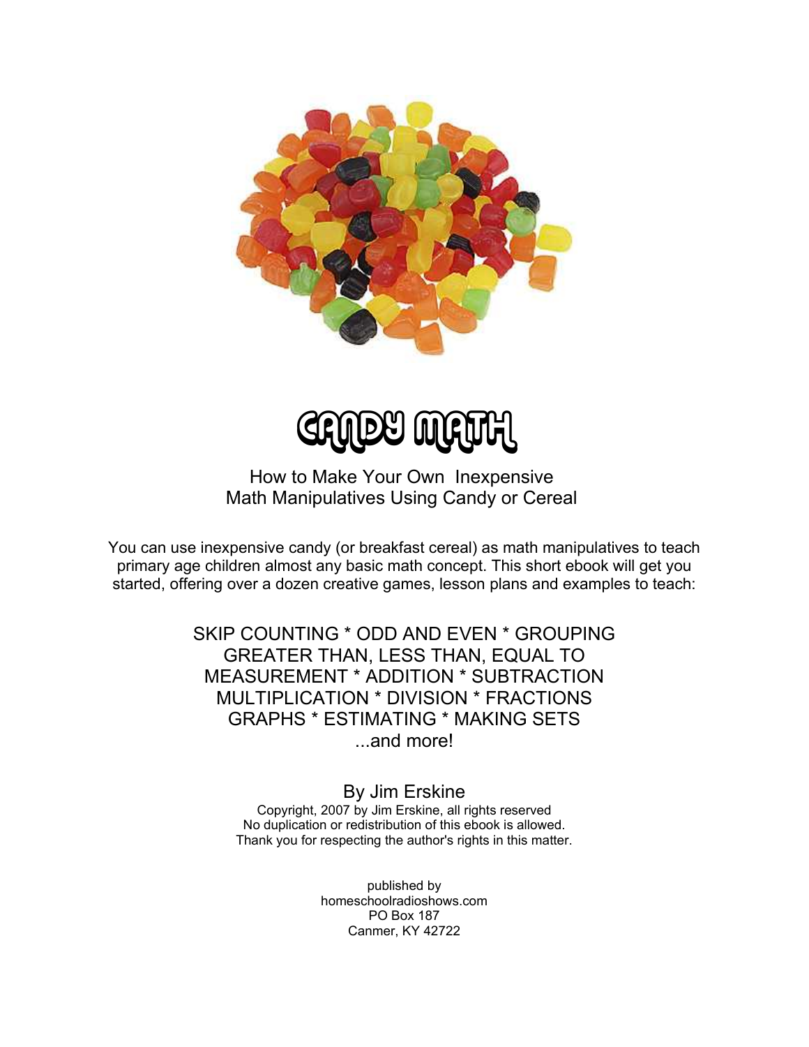# CANDY MATH

How to Make Your Own Inexpensive
Math Manipulatives Using Candy or Cereal

You can use inexpensive candy (or breakfast cereal) as math manipulatives to teach primary age children almost any basic math concept. This short ebook will get you started, offering over a dozen creative games, lesson plans and examples to teach:

SKIP COUNTING * ODD AND EVEN * GROUPING
GREATER THAN, LESS THAN, EQUAL TO
MEASUREMENT * ADDITION * SUBTRACTION
MULTIPLICATION * DIVISION * FRACTIONS
GRAPHS * ESTIMATING * MAKING SETS
...and more!

By Jim Erskine

Copyright, 2007 by Jim Erskine, all rights reserved
No duplication or redistribution of this ebook is allowed.
Thank you for respecting the author's rights in this matter.

published by
homeschoolradioshows.com
PO Box 187
Canmer, KY 42722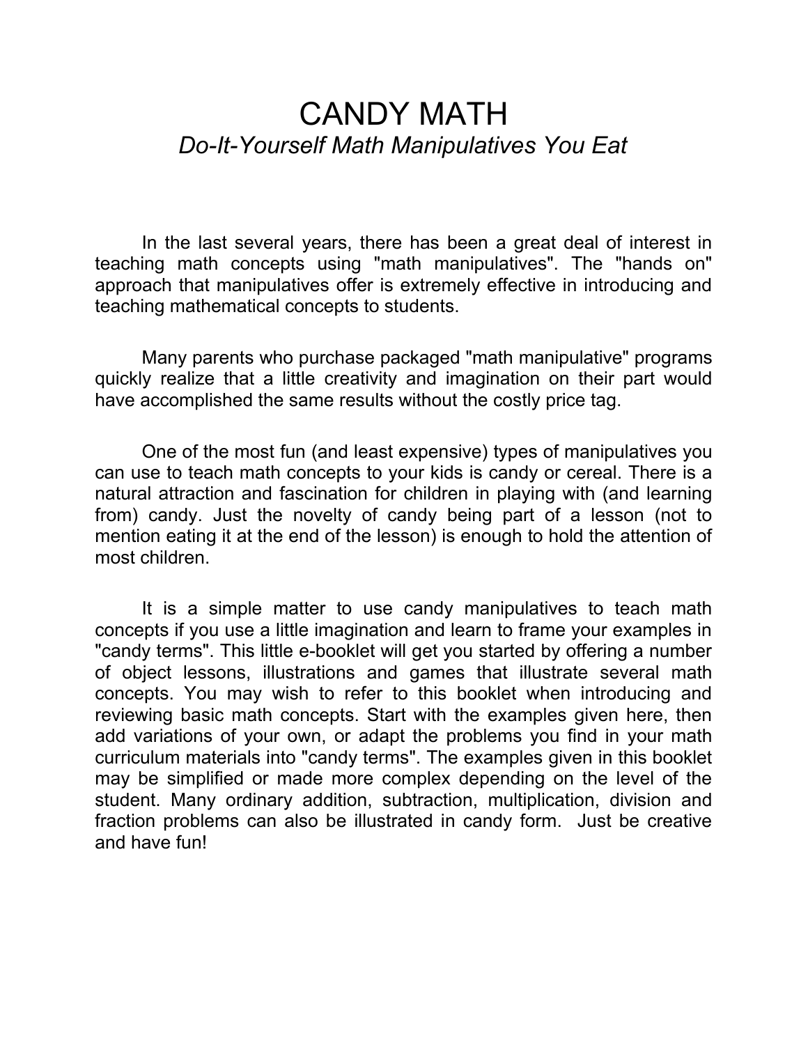# CANDY MATH

## *Do-It-Yourself Math Manipulatives You Eat*

In the last several years, there has been a great deal of interest in teaching math concepts using "math manipulatives". The "hands on" approach that manipulatives offer is extremely effective in introducing and teaching mathematical concepts to students.

Many parents who purchase packaged "math manipulative" programs quickly realize that a little creativity and imagination on their part would have accomplished the same results without the costly price tag.

One of the most fun (and least expensive) types of manipulatives you can use to teach math concepts to your kids is candy or cereal. There is a natural attraction and fascination for children in playing with (and learning from) candy. Just the novelty of candy being part of a lesson (not to mention eating it at the end of the lesson) is enough to hold the attention of most children.

It is a simple matter to use candy manipulatives to teach math concepts if you use a little imagination and learn to frame your examples in "candy terms". This little e-booklet will get you started by offering a number of object lessons, illustrations and games that illustrate several math concepts. You may wish to refer to this booklet when introducing and reviewing basic math concepts. Start with the examples given here, then add variations of your own, or adapt the problems you find in your math curriculum materials into "candy terms". The examples given in this booklet may be simplified or made more complex depending on the level of the student. Many ordinary addition, subtraction, multiplication, division and fraction problems can also be illustrated in candy form. Just be creative and have fun!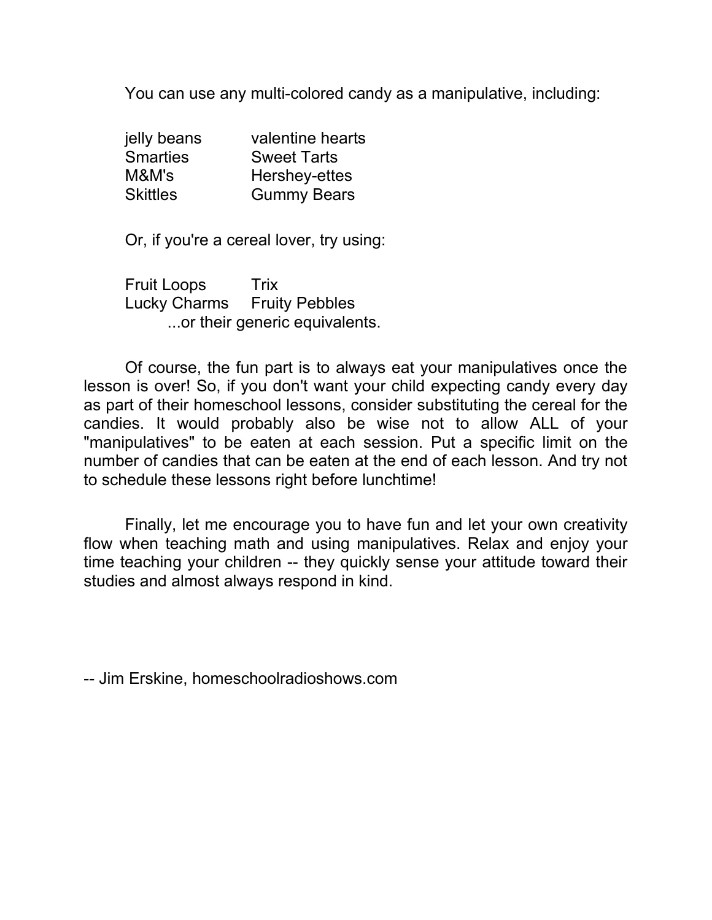You can use any multi-colored candy as a manipulative, including:

| | |
|---|---|
| jelly beans | valentine hearts |
| Smarties | Sweet Tarts |
| M&M's | Hershey-ettes |
| Skittles | Gummy Bears |

Or, if you're a cereal lover, try using:

| | |
|---|---|
| Fruit Loops | Trix |
| Lucky Charms | Fruity Pebbles |

...or their generic equivalents.

Of course, the fun part is to always eat your manipulatives once the lesson is over! So, if you don't want your child expecting candy every day as part of their homeschool lessons, consider substituting the cereal for the candies. It would probably also be wise not to allow ALL of your "manipulatives" to be eaten at each session. Put a specific limit on the number of candies that can be eaten at the end of each lesson. And try not to schedule these lessons right before lunchtime!

Finally, let me encourage you to have fun and let your own creativity flow when teaching math and using manipulatives. Relax and enjoy your time teaching your children -- they quickly sense your attitude toward their studies and almost always respond in kind.

-- Jim Erskine, homeschoolradioshows.com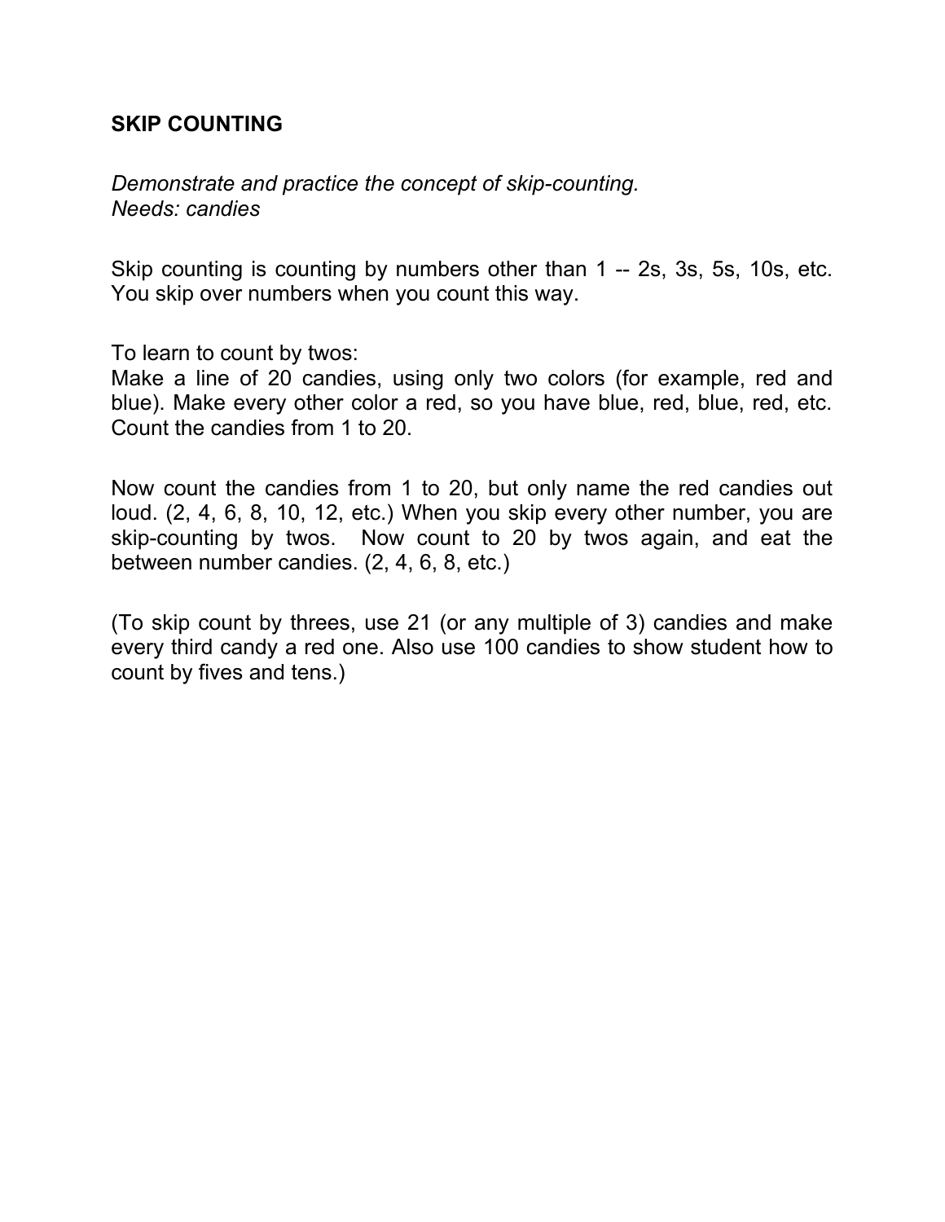## SKIP COUNTING

*Demonstrate and practice the concept of skip-counting.*
*Needs: candies*

Skip counting is counting by numbers other than 1 -- 2s, 3s, 5s, 10s, etc. You skip over numbers when you count this way.

To learn to count by twos:
Make a line of 20 candies, using only two colors (for example, red and blue). Make every other color a red, so you have blue, red, blue, red, etc. Count the candies from 1 to 20.

Now count the candies from 1 to 20, but only name the red candies out loud. (2, 4, 6, 8, 10, 12, etc.) When you skip every other number, you are skip-counting by twos. Now count to 20 by twos again, and eat the between number candies. (2, 4, 6, 8, etc.)

(To skip count by threes, use 21 (or any multiple of 3) candies and make every third candy a red one. Also use 100 candies to show student how to count by fives and tens.)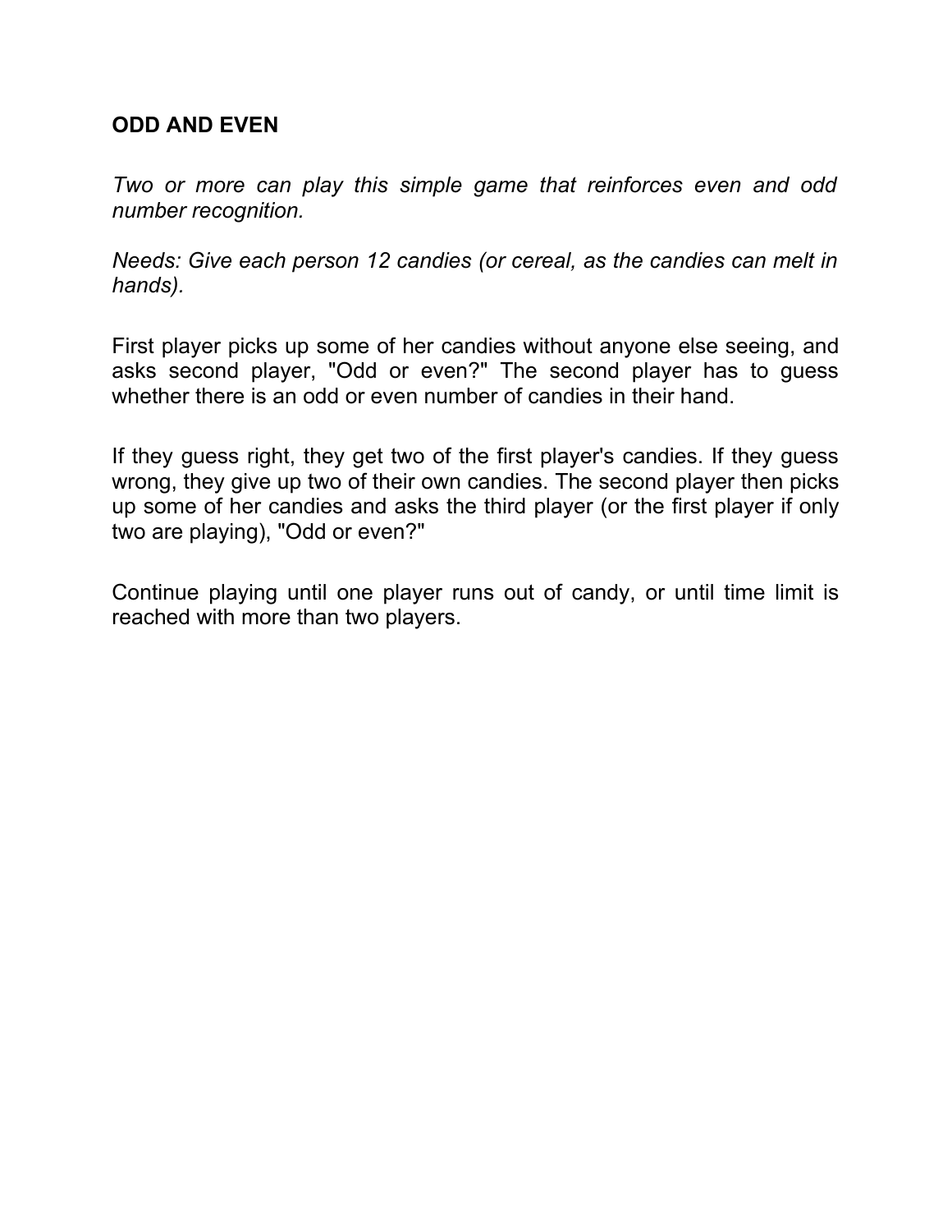**ODD AND EVEN**

*Two or more can play this simple game that reinforces even and odd number recognition.*

*Needs: Give each person 12 candies (or cereal, as the candies can melt in hands).*

First player picks up some of her candies without anyone else seeing, and asks second player, "Odd or even?" The second player has to guess whether there is an odd or even number of candies in their hand.

If they guess right, they get two of the first player's candies. If they guess wrong, they give up two of their own candies. The second player then picks up some of her candies and asks the third player (or the first player if only two are playing), "Odd or even?"

Continue playing until one player runs out of candy, or until time limit is reached with more than two players.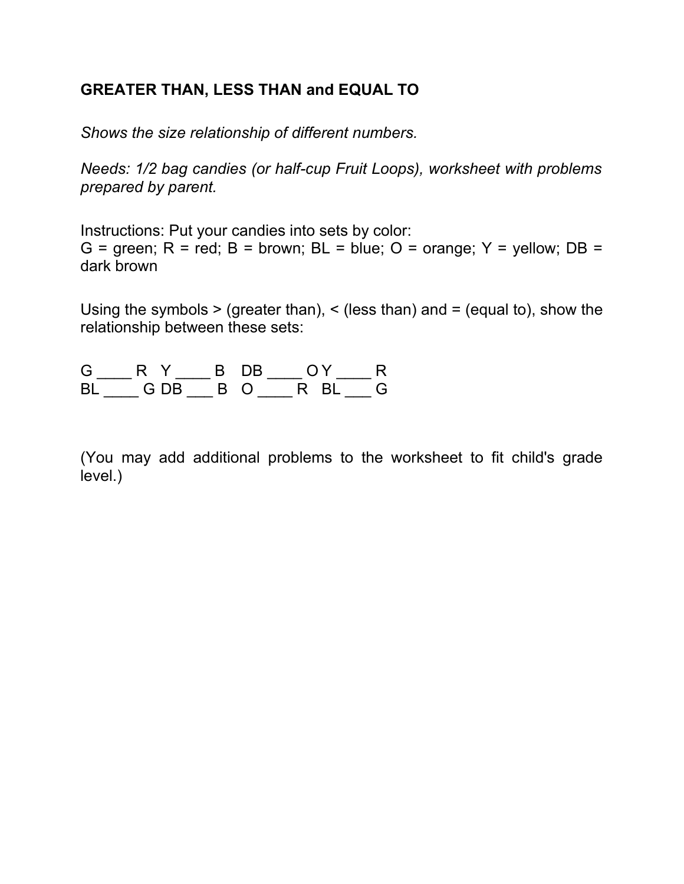**GREATER THAN, LESS THAN and EQUAL TO**

*Shows the size relationship of different numbers.*

*Needs: 1/2 bag candies (or half-cup Fruit Loops), worksheet with problems prepared by parent.*

Instructions: Put your candies into sets by color:
G = green; R = red; B = brown; BL = blue; O = orange; Y = yellow; DB = dark brown

Using the symbols > (greater than), < (less than) and = (equal to), show the relationship between these sets:

G ____ R Y ____ B DB ____ O Y ____ R
BL ____ G DB ___ B O ____ R BL ___ G

(You may add additional problems to the worksheet to fit child's grade level.)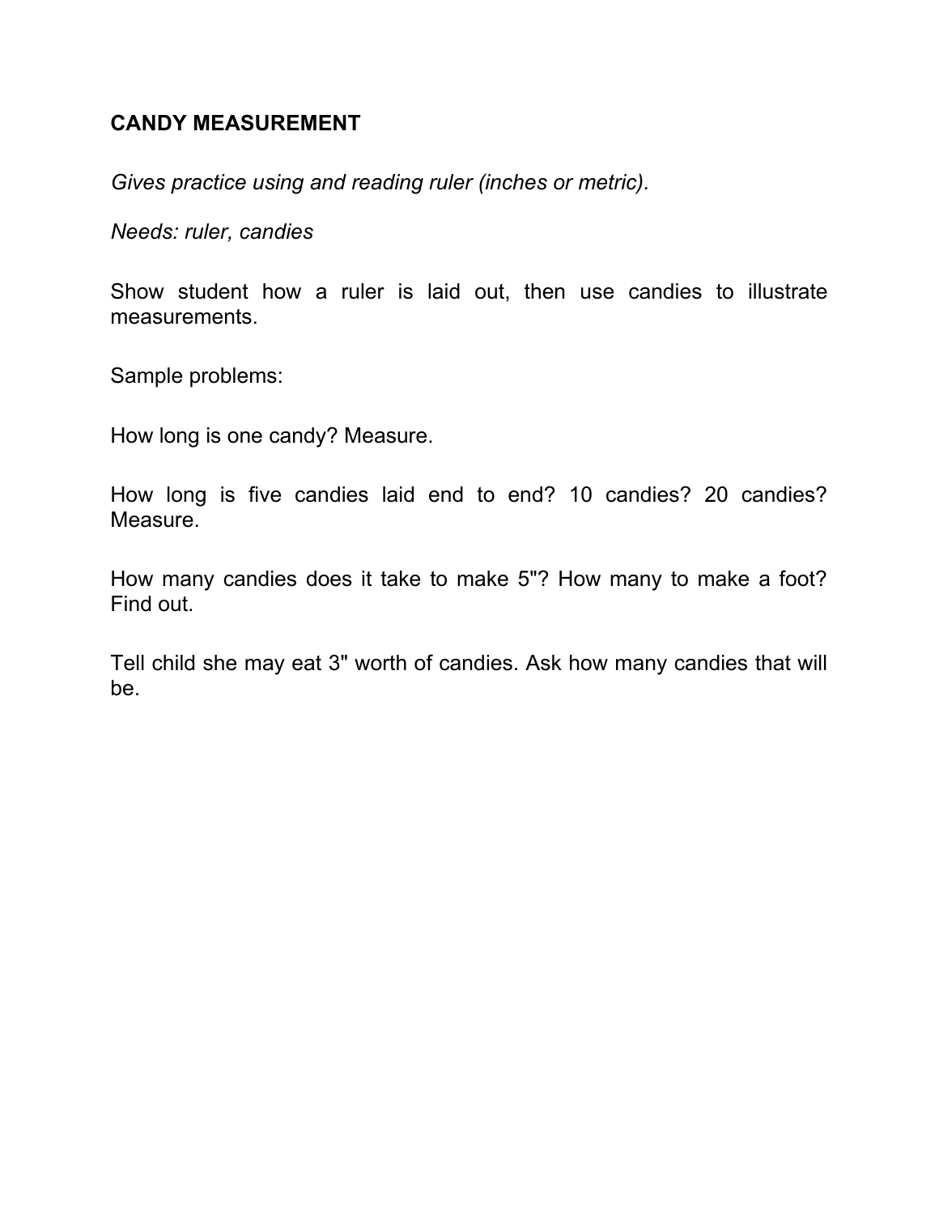# CANDY MEASUREMENT

*Gives practice using and reading ruler (inches or metric).*

*Needs: ruler, candies*

Show student how a ruler is laid out, then use candies to illustrate measurements.

Sample problems:

How long is one candy? Measure.

How long is five candies laid end to end? 10 candies? 20 candies? Measure.

How many candies does it take to make 5"? How many to make a foot? Find out.

Tell child she may eat 3" worth of candies. Ask how many candies that will be.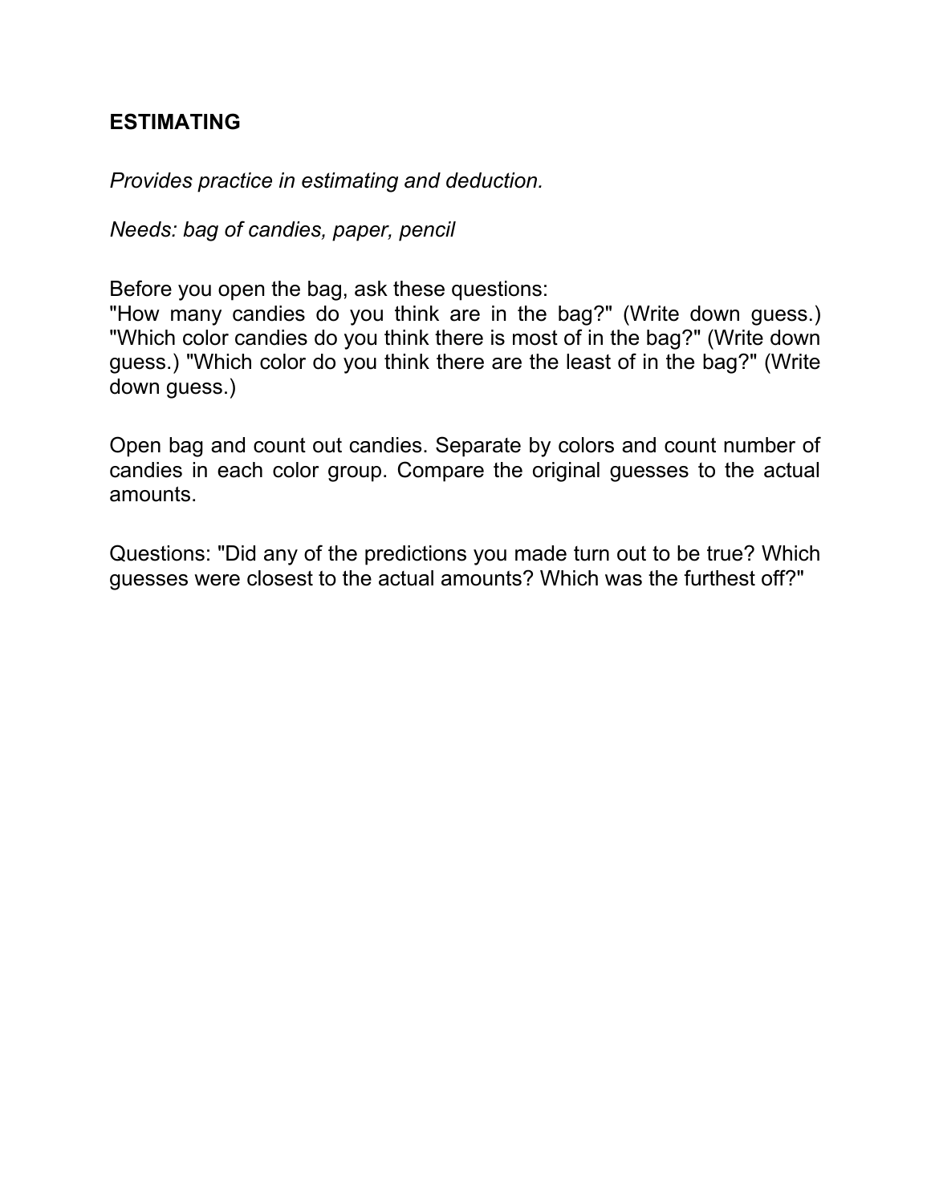## ESTIMATING

*Provides practice in estimating and deduction.*

*Needs: bag of candies, paper, pencil*

Before you open the bag, ask these questions:
"How many candies do you think are in the bag?" (Write down guess.) "Which color candies do you think there is most of in the bag?" (Write down guess.) "Which color do you think there are the least of in the bag?" (Write down guess.)

Open bag and count out candies. Separate by colors and count number of candies in each color group. Compare the original guesses to the actual amounts.

Questions: "Did any of the predictions you made turn out to be true? Which guesses were closest to the actual amounts? Which was the furthest off?"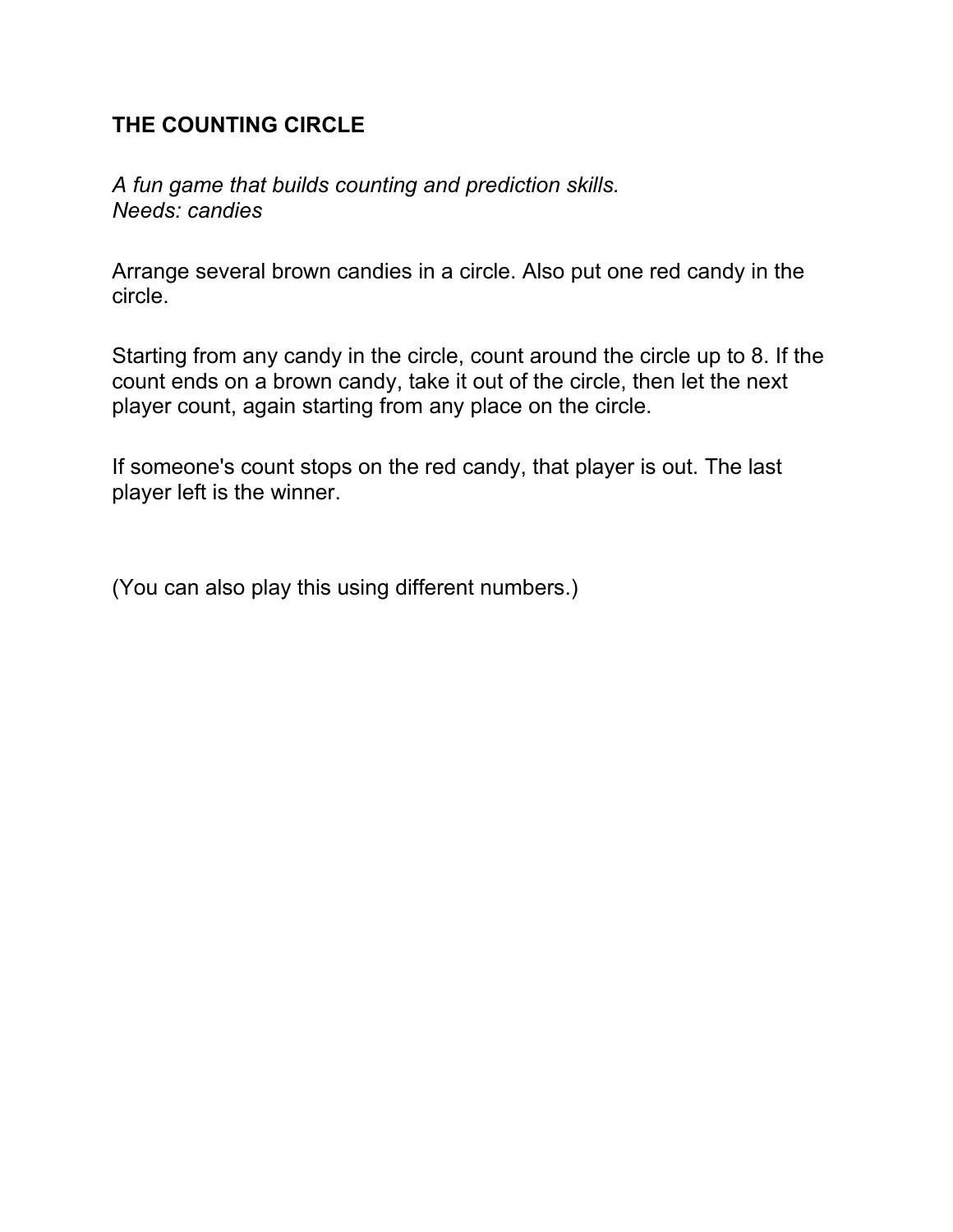## THE COUNTING CIRCLE

*A fun game that builds counting and prediction skills.*
*Needs: candies*

Arrange several brown candies in a circle. Also put one red candy in the circle.

Starting from any candy in the circle, count around the circle up to 8. If the count ends on a brown candy, take it out of the circle, then let the next player count, again starting from any place on the circle.

If someone's count stops on the red candy, that player is out. The last player left is the winner.

(You can also play this using different numbers.)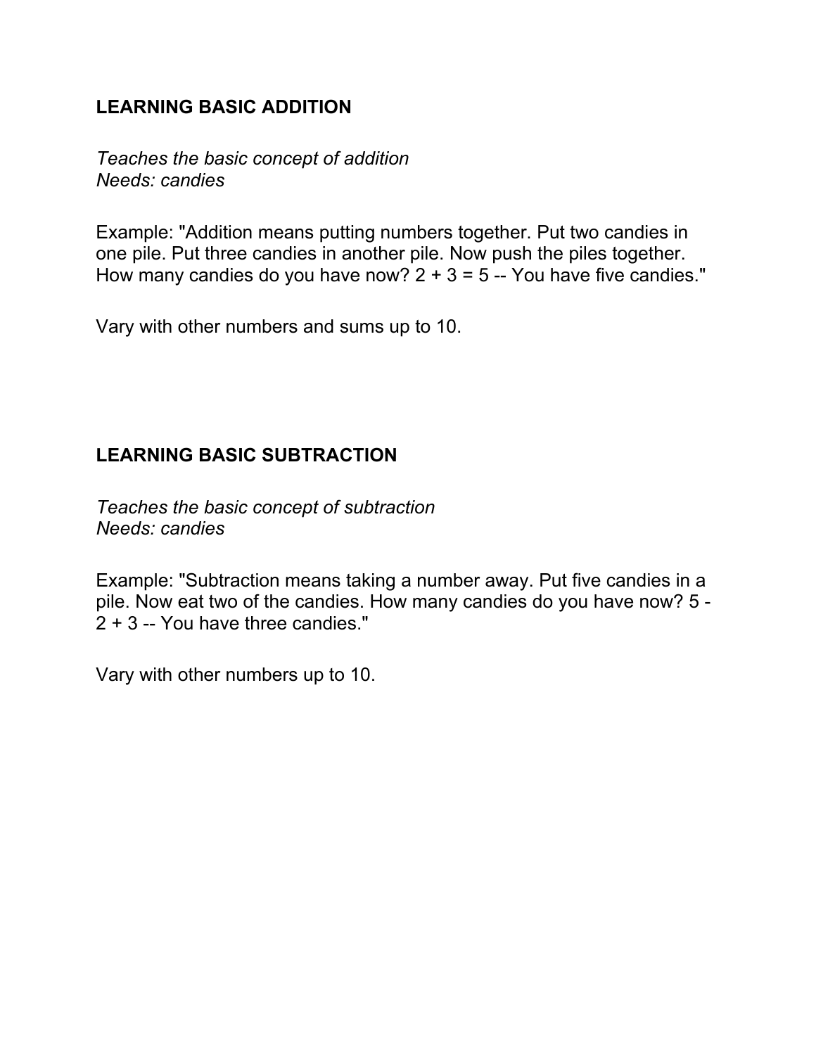## LEARNING BASIC ADDITION

*Teaches the basic concept of addition*
*Needs: candies*

Example: "Addition means putting numbers together. Put two candies in one pile. Put three candies in another pile. Now push the piles together. How many candies do you have now? 2 + 3 = 5 -- You have five candies."

Vary with other numbers and sums up to 10.

## LEARNING BASIC SUBTRACTION

*Teaches the basic concept of subtraction*
*Needs: candies*

Example: "Subtraction means taking a number away. Put five candies in a pile. Now eat two of the candies. How many candies do you have now? 5 - 2 + 3 -- You have three candies."

Vary with other numbers up to 10.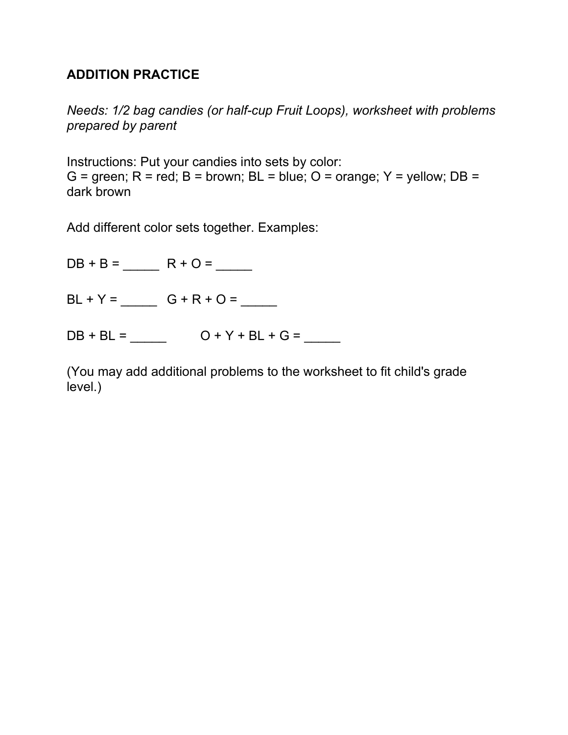**ADDITION PRACTICE**

*Needs: 1/2 bag candies (or half-cup Fruit Loops), worksheet with problems prepared by parent*

Instructions: Put your candies into sets by color:
G = green; R = red; B = brown; BL = blue; O = orange; Y = yellow; DB = dark brown

Add different color sets together. Examples:

DB + B = _____ R + O = _____

BL + Y = _____ G + R + O = _____

DB + BL = _____ O + Y + BL + G = _____

(You may add additional problems to the worksheet to fit child's grade level.)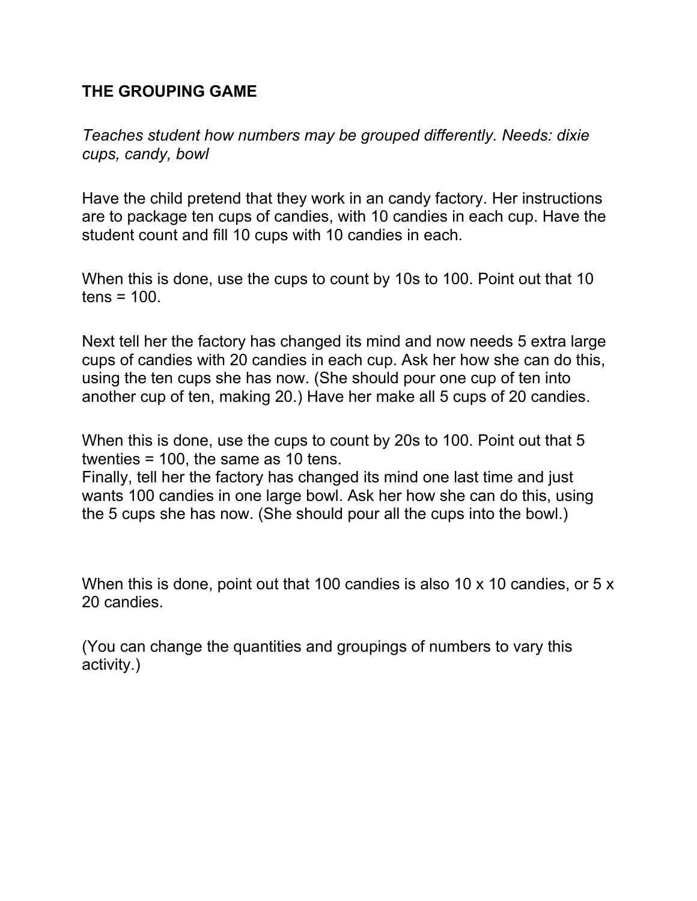## THE GROUPING GAME

*Teaches student how numbers may be grouped differently. Needs: dixie cups, candy, bowl*

Have the child pretend that they work in an candy factory. Her instructions are to package ten cups of candies, with 10 candies in each cup. Have the student count and fill 10 cups with 10 candies in each.

When this is done, use the cups to count by 10s to 100. Point out that 10 tens = 100.

Next tell her the factory has changed its mind and now needs 5 extra large cups of candies with 20 candies in each cup. Ask her how she can do this, using the ten cups she has now. (She should pour one cup of ten into another cup of ten, making 20.) Have her make all 5 cups of 20 candies.

When this is done, use the cups to count by 20s to 100. Point out that 5 twenties = 100, the same as 10 tens.
Finally, tell her the factory has changed its mind one last time and just wants 100 candies in one large bowl. Ask her how she can do this, using the 5 cups she has now. (She should pour all the cups into the bowl.)

When this is done, point out that 100 candies is also 10 x 10 candies, or 5 x 20 candies.

(You can change the quantities and groupings of numbers to vary this activity.)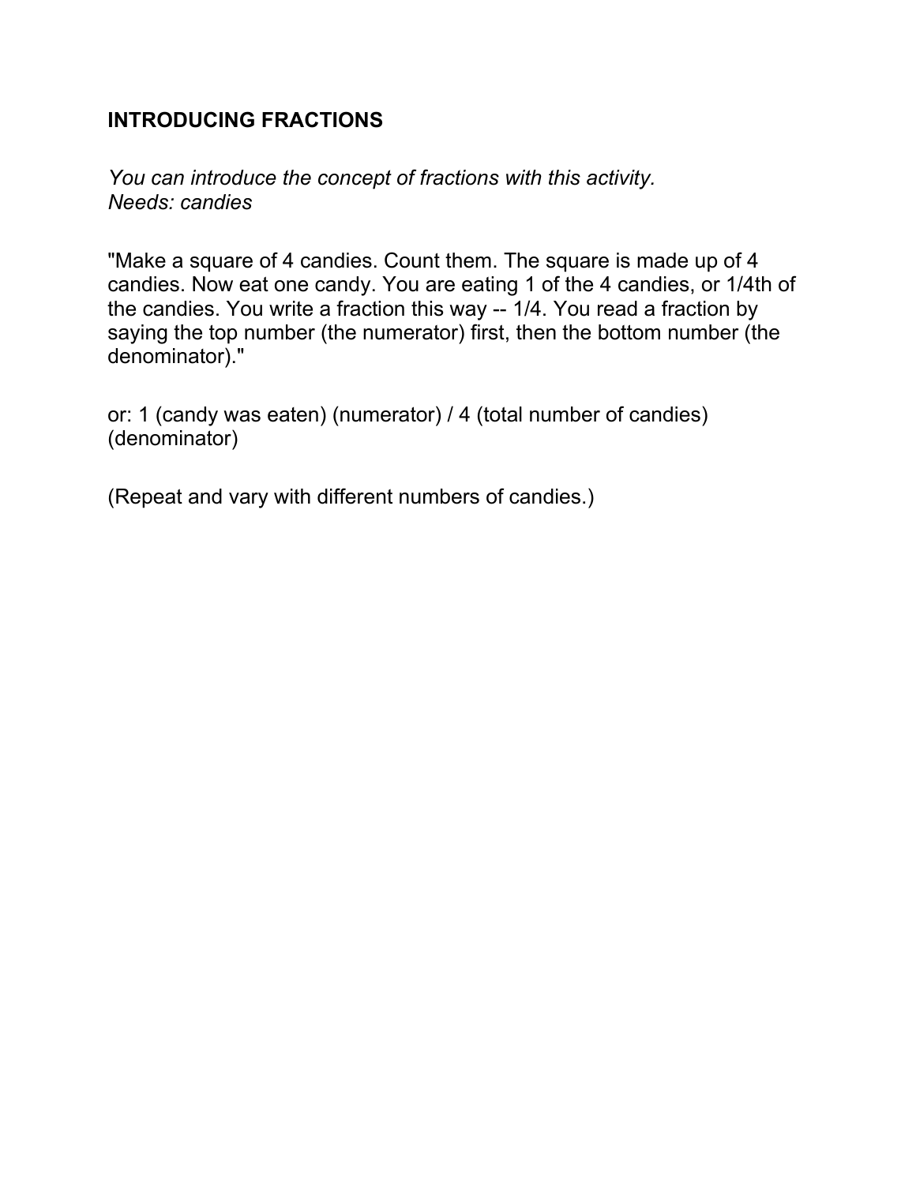**INTRODUCING FRACTIONS**

*You can introduce the concept of fractions with this activity.*
*Needs: candies*

"Make a square of 4 candies. Count them. The square is made up of 4 candies. Now eat one candy. You are eating 1 of the 4 candies, or 1/4th of the candies. You write a fraction this way -- 1/4. You read a fraction by saying the top number (the numerator) first, then the bottom number (the denominator)."

or: 1 (candy was eaten) (numerator) / 4 (total number of candies) (denominator)

(Repeat and vary with different numbers of candies.)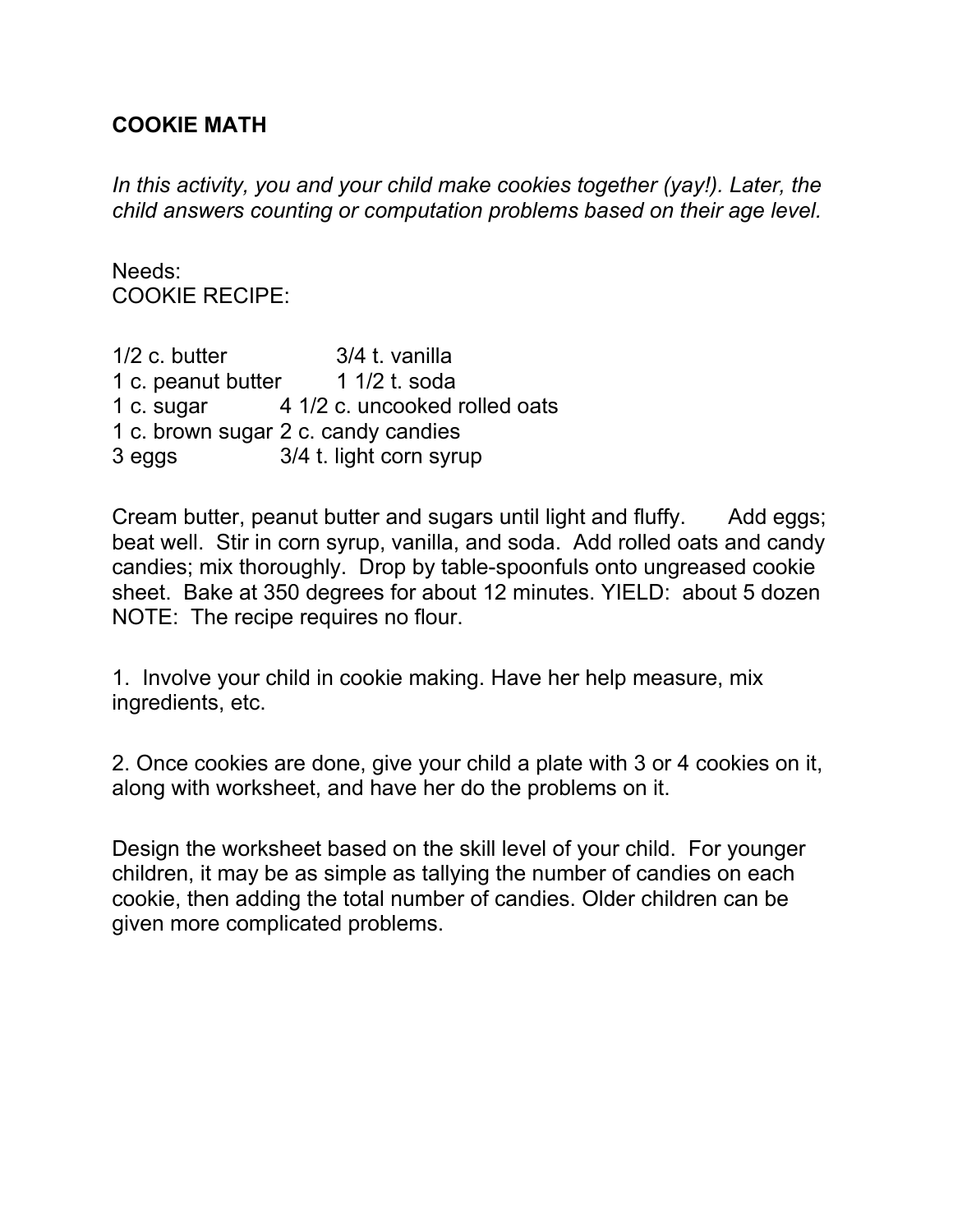**COOKIE MATH**

*In this activity, you and your child make cookies together (yay!). Later, the child answers counting or computation problems based on their age level.*

Needs:
COOKIE RECIPE:

| | |
|---|---|
| 1/2 c. butter | 3/4 t. vanilla |
| 1 c. peanut butter | 1 1/2 t. soda |
| 1 c. sugar | 4 1/2 c. uncooked rolled oats |
| 1 c. brown sugar | 2 c. candy candies |
| 3 eggs | 3/4 t. light corn syrup |

Cream butter, peanut butter and sugars until light and fluffy. Add eggs; beat well. Stir in corn syrup, vanilla, and soda. Add rolled oats and candy candies; mix thoroughly. Drop by table-spoonfuls onto ungreased cookie sheet. Bake at 350 degrees for about 12 minutes. YIELD: about 5 dozen
NOTE: The recipe requires no flour.

1. Involve your child in cookie making. Have her help measure, mix ingredients, etc.

2. Once cookies are done, give your child a plate with 3 or 4 cookies on it, along with worksheet, and have her do the problems on it.

Design the worksheet based on the skill level of your child. For younger children, it may be as simple as tallying the number of candies on each cookie, then adding the total number of candies. Older children can be given more complicated problems.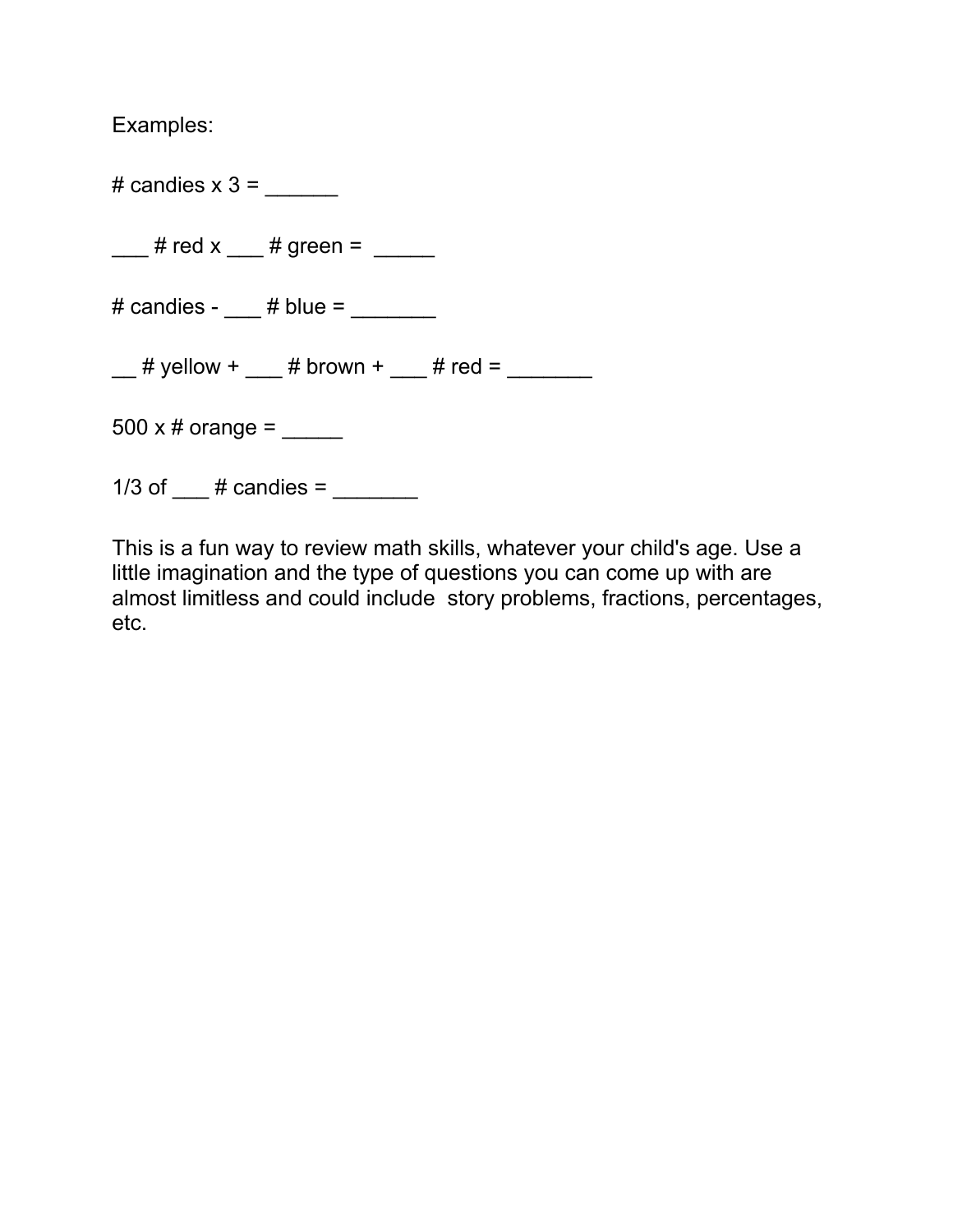Examples:

# candies x 3 = ______

___ # red x ___ # green = _____

# candies - ___ # blue = _______

__ # yellow + ___ # brown + ___ # red = _______

500 x # orange = _____

1/3 of ___ # candies = _______

This is a fun way to review math skills, whatever your child's age. Use a little imagination and the type of questions you can come up with are almost limitless and could include story problems, fractions, percentages, etc.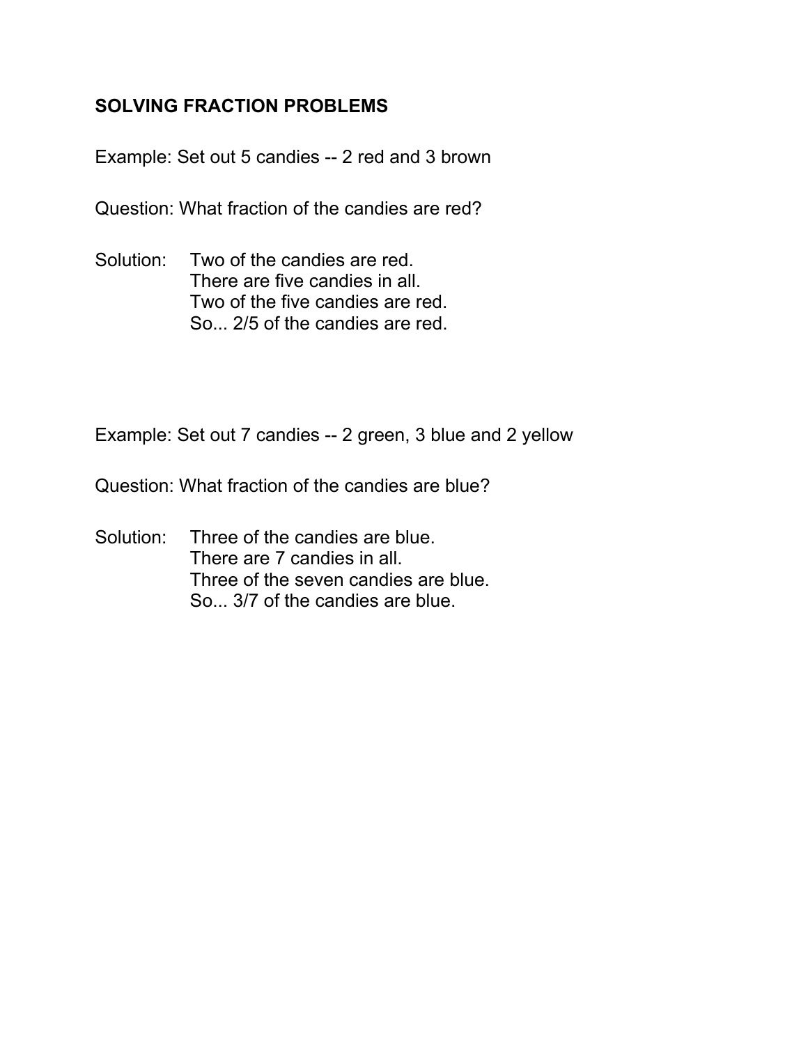# SOLVING FRACTION PROBLEMS

Example: Set out 5 candies -- 2 red and 3 brown

Question: What fraction of the candies are red?

Solution: Two of the candies are red.
There are five candies in all.
Two of the five candies are red.
So... 2/5 of the candies are red.

Example: Set out 7 candies -- 2 green, 3 blue and 2 yellow

Question: What fraction of the candies are blue?

Solution: Three of the candies are blue.
There are 7 candies in all.
Three of the seven candies are blue.
So... 3/7 of the candies are blue.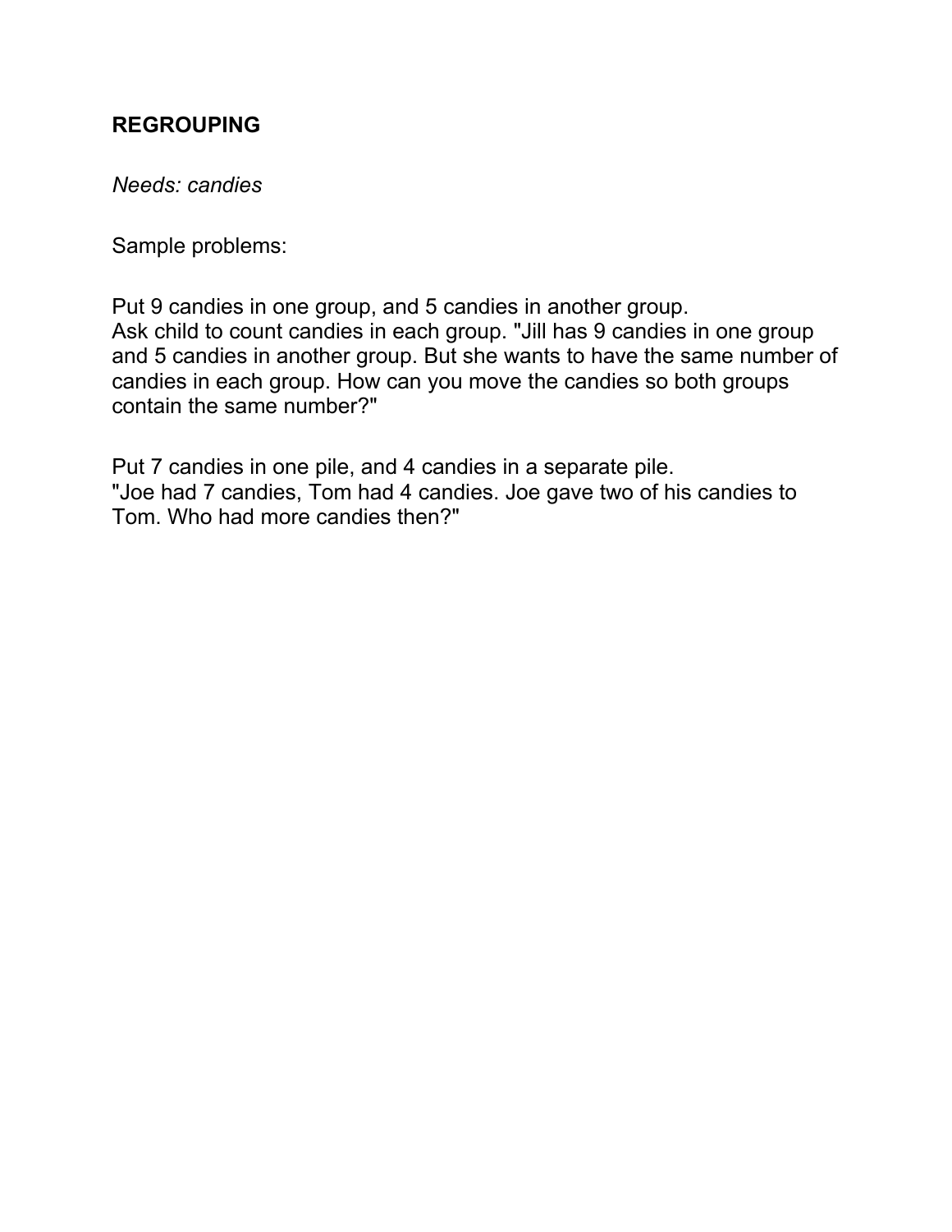**REGROUPING**

*Needs: candies*

Sample problems:

Put 9 candies in one group, and 5 candies in another group.
Ask child to count candies in each group. "Jill has 9 candies in one group and 5 candies in another group. But she wants to have the same number of candies in each group. How can you move the candies so both groups contain the same number?"

Put 7 candies in one pile, and 4 candies in a separate pile.
"Joe had 7 candies, Tom had 4 candies. Joe gave two of his candies to Tom. Who had more candies then?"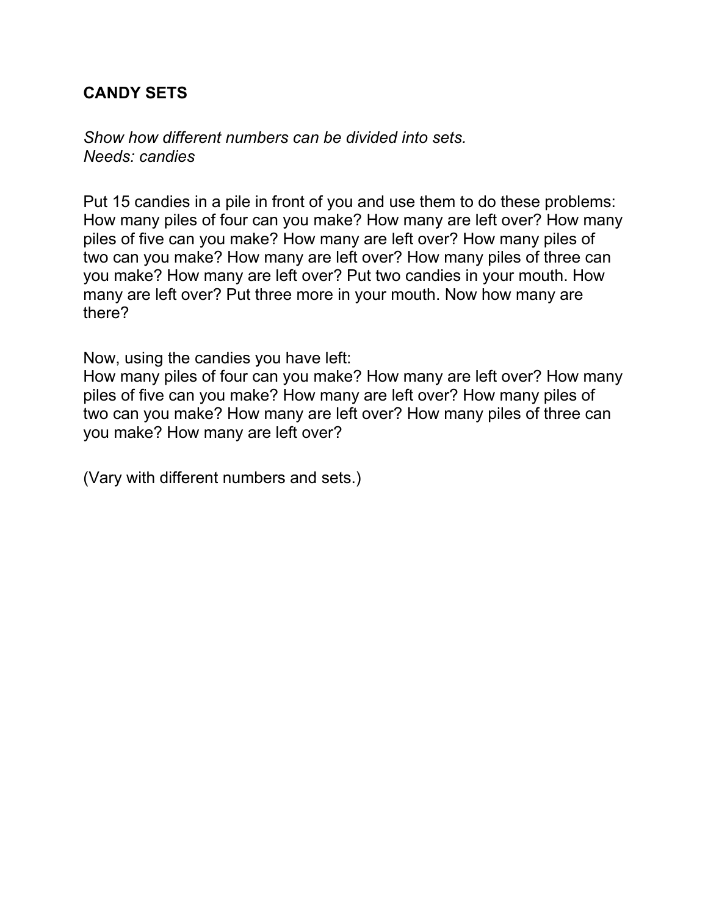## CANDY SETS

*Show how different numbers can be divided into sets.*
*Needs: candies*

Put 15 candies in a pile in front of you and use them to do these problems: How many piles of four can you make? How many are left over? How many piles of five can you make? How many are left over? How many piles of two can you make? How many are left over? How many piles of three can you make? How many are left over? Put two candies in your mouth. How many are left over? Put three more in your mouth. Now how many are there?

Now, using the candies you have left:
How many piles of four can you make? How many are left over? How many piles of five can you make? How many are left over? How many piles of two can you make? How many are left over? How many piles of three can you make? How many are left over?

(Vary with different numbers and sets.)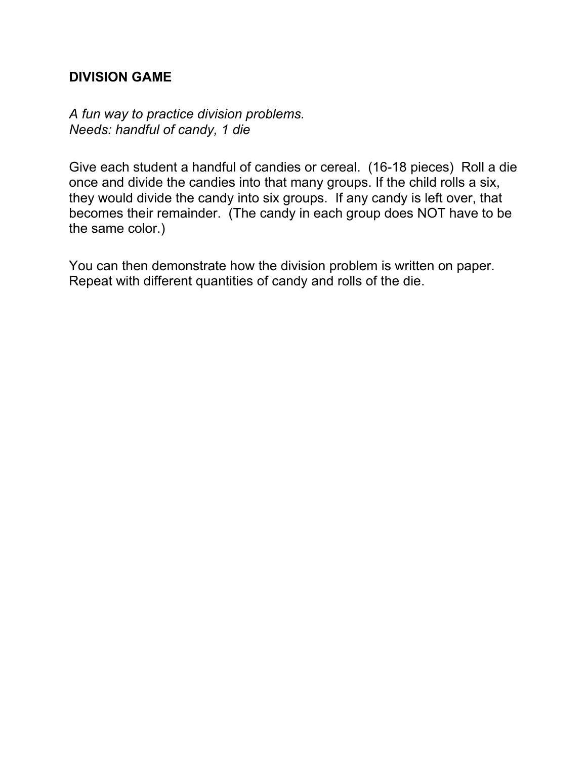## DIVISION GAME

*A fun way to practice division problems.*
*Needs: handful of candy, 1 die*

Give each student a handful of candies or cereal. (16-18 pieces) Roll a die once and divide the candies into that many groups. If the child rolls a six, they would divide the candy into six groups. If any candy is left over, that becomes their remainder. (The candy in each group does NOT have to be the same color.)

You can then demonstrate how the division problem is written on paper. Repeat with different quantities of candy and rolls of the die.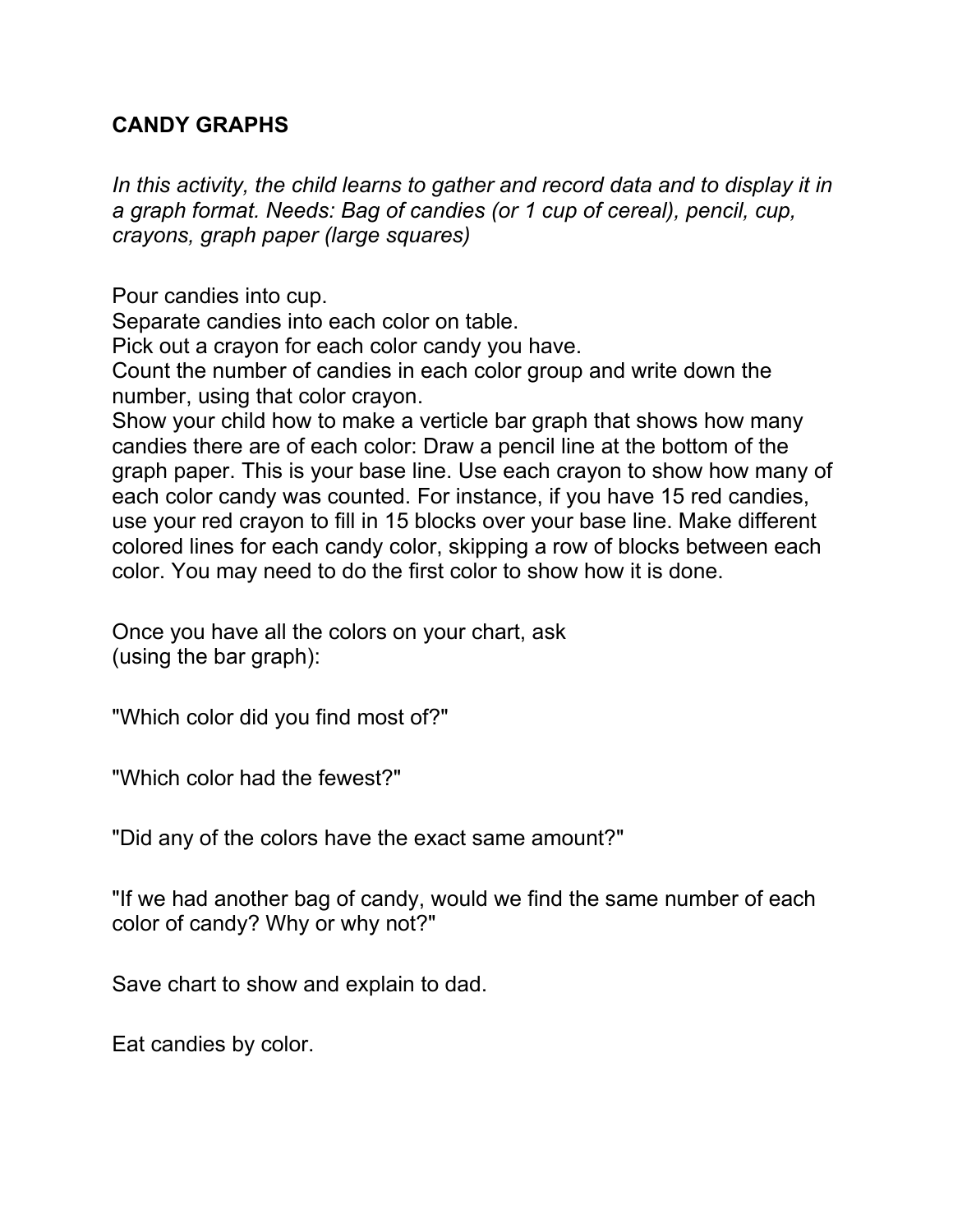**CANDY GRAPHS**

*In this activity, the child learns to gather and record data and to display it in a graph format. Needs: Bag of candies (or 1 cup of cereal), pencil, cup, crayons, graph paper (large squares)*

Pour candies into cup.
Separate candies into each color on table.
Pick out a crayon for each color candy you have.
Count the number of candies in each color group and write down the number, using that color crayon.
Show your child how to make a verticle bar graph that shows how many candies there are of each color: Draw a pencil line at the bottom of the graph paper. This is your base line. Use each crayon to show how many of each color candy was counted. For instance, if you have 15 red candies, use your red crayon to fill in 15 blocks over your base line. Make different colored lines for each candy color, skipping a row of blocks between each color. You may need to do the first color to show how it is done.

Once you have all the colors on your chart, ask
(using the bar graph):

"Which color did you find most of?"

"Which color had the fewest?"

"Did any of the colors have the exact same amount?"

"If we had another bag of candy, would we find the same number of each color of candy? Why or why not?"

Save chart to show and explain to dad.

Eat candies by color.